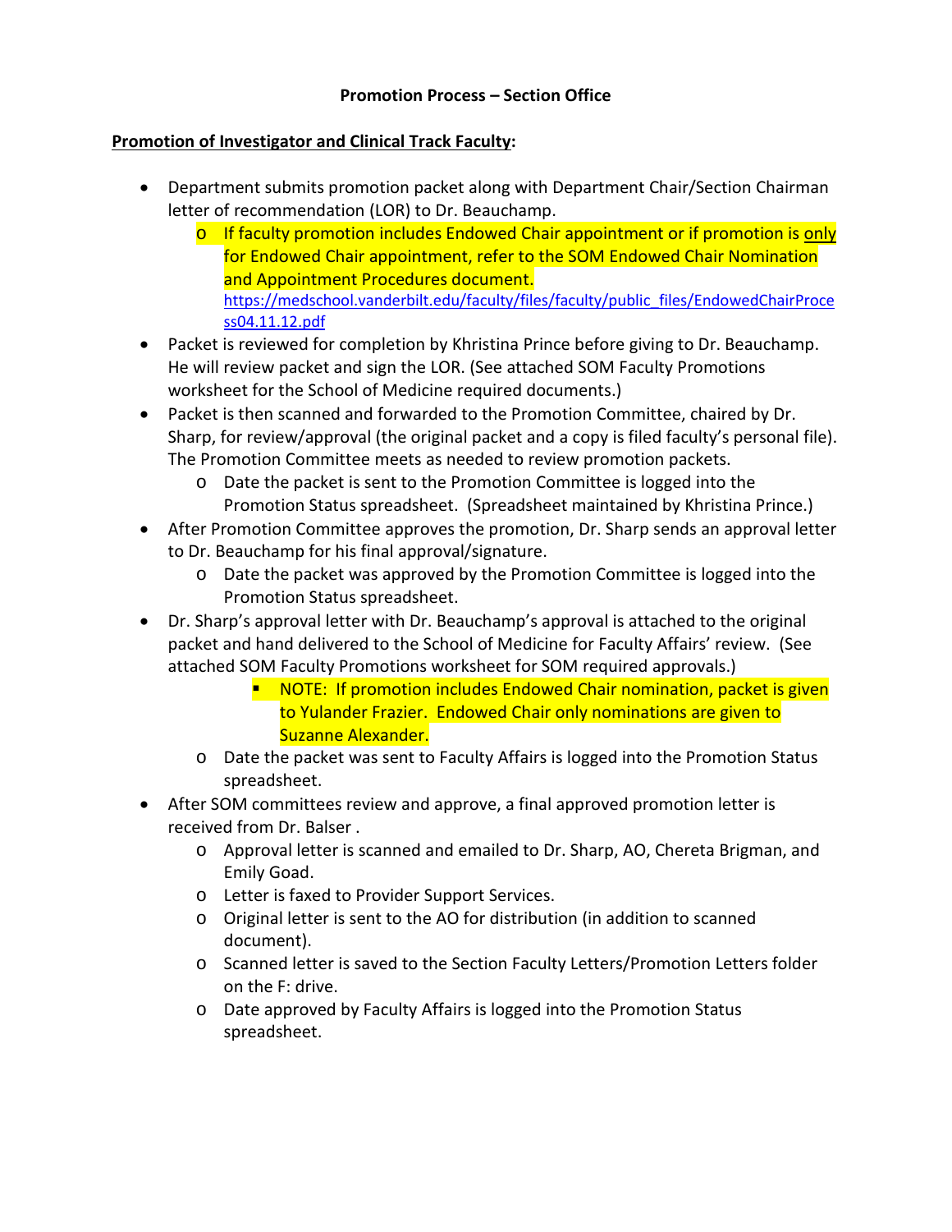## Promotion Process – Section Office

**<u>Promotion of Investigator and Clinical Track Faculty</u>:**

- Department submits promotion packet along with Department Chair/Section Chairman letter of recommendation (LOR) to Dr. Beauchamp.
  - If faculty promotion includes Endowed Chair appointment or if promotion is <u>only</u> for Endowed Chair appointment, refer to the SOM Endowed Chair Nomination and Appointment Procedures document. https://medschool.vanderbilt.edu/faculty/files/faculty/public_files/EndowedChairProcess04.11.12.pdf
- Packet is reviewed for completion by Khristina Prince before giving to Dr. Beauchamp. He will review packet and sign the LOR. (See attached SOM Faculty Promotions worksheet for the School of Medicine required documents.)
- Packet is then scanned and forwarded to the Promotion Committee, chaired by Dr. Sharp, for review/approval (the original packet and a copy is filed faculty's personal file). The Promotion Committee meets as needed to review promotion packets.
  - Date the packet is sent to the Promotion Committee is logged into the Promotion Status spreadsheet. (Spreadsheet maintained by Khristina Prince.)
- After Promotion Committee approves the promotion, Dr. Sharp sends an approval letter to Dr. Beauchamp for his final approval/signature.
  - Date the packet was approved by the Promotion Committee is logged into the Promotion Status spreadsheet.
- Dr. Sharp's approval letter with Dr. Beauchamp's approval is attached to the original packet and hand delivered to the School of Medicine for Faculty Affairs' review. (See attached SOM Faculty Promotions worksheet for SOM required approvals.)
    - NOTE: If promotion includes Endowed Chair nomination, packet is given to Yulander Frazier. Endowed Chair only nominations are given to Suzanne Alexander.
  - Date the packet was sent to Faculty Affairs is logged into the Promotion Status spreadsheet.
- After SOM committees review and approve, a final approved promotion letter is received from Dr. Balser .
  - Approval letter is scanned and emailed to Dr. Sharp, AO, Chereta Brigman, and Emily Goad.
  - Letter is faxed to Provider Support Services.
  - Original letter is sent to the AO for distribution (in addition to scanned document).
  - Scanned letter is saved to the Section Faculty Letters/Promotion Letters folder on the F: drive.
  - Date approved by Faculty Affairs is logged into the Promotion Status spreadsheet.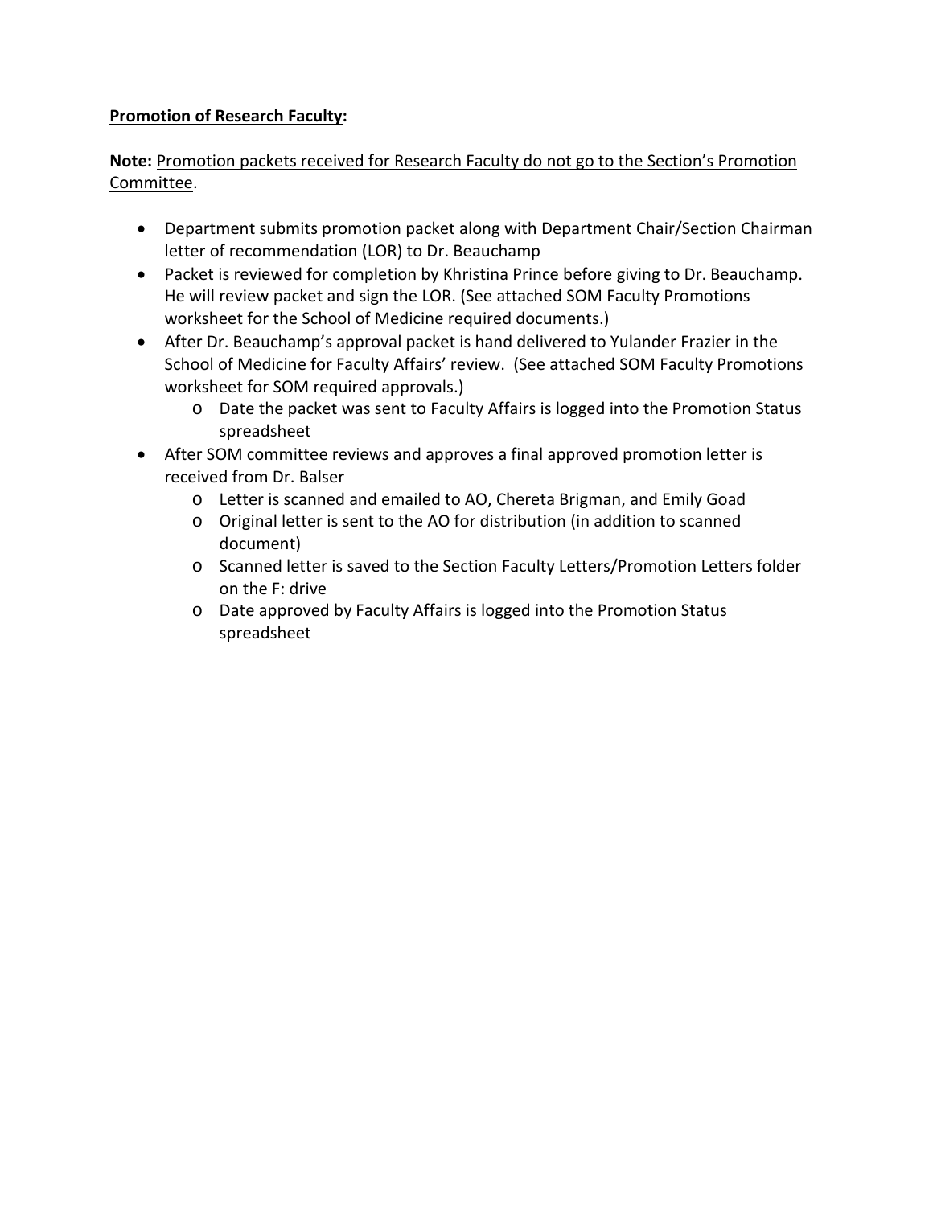**<u>Promotion of Research Faculty</u>:**

**Note:** <u>Promotion packets received for Research Faculty do not go to the Section's Promotion Committee</u>.

- Department submits promotion packet along with Department Chair/Section Chairman letter of recommendation (LOR) to Dr. Beauchamp
- Packet is reviewed for completion by Khristina Prince before giving to Dr. Beauchamp. He will review packet and sign the LOR. (See attached SOM Faculty Promotions worksheet for the School of Medicine required documents.)
- After Dr. Beauchamp's approval packet is hand delivered to Yulander Frazier in the School of Medicine for Faculty Affairs' review. (See attached SOM Faculty Promotions worksheet for SOM required approvals.)
  - Date the packet was sent to Faculty Affairs is logged into the Promotion Status spreadsheet
- After SOM committee reviews and approves a final approved promotion letter is received from Dr. Balser
  - Letter is scanned and emailed to AO, Chereta Brigman, and Emily Goad
  - Original letter is sent to the AO for distribution (in addition to scanned document)
  - Scanned letter is saved to the Section Faculty Letters/Promotion Letters folder on the F: drive
  - Date approved by Faculty Affairs is logged into the Promotion Status spreadsheet